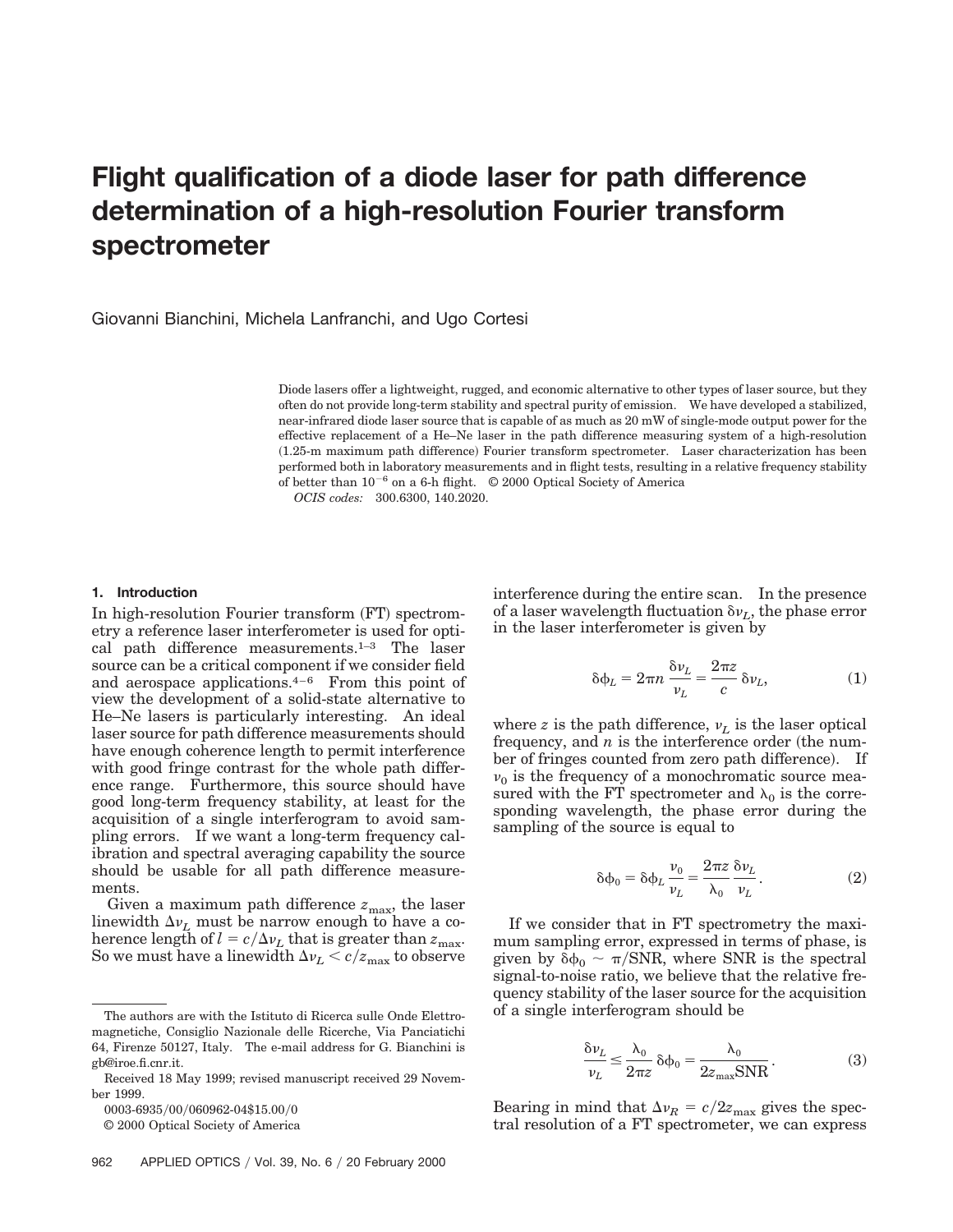# Flight qualification of a diode laser for path difference determination of a high-resolution Fourier transform spectrometer

Giovanni Bianchini, Michela Lanfranchi, and Ugo Cortesi

Diode lasers offer a lightweight, rugged, and economic alternative to other types of laser source, but they often do not provide long-term stability and spectral purity of emission. We have developed a stabilized, near-infrared diode laser source that is capable of as much as 20 mW of single-mode output power for the effective replacement of a He–Ne laser in the path difference measuring system of a high-resolution (1.25-m maximum path difference) Fourier transform spectrometer. Laser characterization has been performed both in laboratory measurements and in flight tests, resulting in a relative frequency stability of better than $10^{-6}$ on a 6-h flight. © 2000 Optical Society of America

*OCIS codes:* 300.6300, 140.2020.

## 1. Introduction

In high-resolution Fourier transform (FT) spectrometry a reference laser interferometer is used for optical path difference measurements.[1–3] The laser source can be a critical component if we consider field and aerospace applications.[4–6] From this point of view the development of a solid-state alternative to He–Ne lasers is particularly interesting. An ideal laser source for path difference measurements should have enough coherence length to permit interference with good fringe contrast for the whole path difference range. Furthermore, this source should have good long-term frequency stability, at least for the acquisition of a single interferogram to avoid sampling errors. If we want a long-term frequency calibration and spectral averaging capability the source should be usable for all path difference measurements.

Given a maximum path difference $z_{\max}$, the laser linewidth $\Delta\nu_L$ must be narrow enough to have a coherence length of $l = c/\Delta\nu_L$ that is greater than $z_{\max}$. So we must have a linewidth $\Delta\nu_L < c/z_{\max}$ to observe interference during the entire scan. In the presence of a laser wavelength fluctuation $\delta\nu_L$, the phase error in the laser interferometer is given by

$$\delta\phi_L = 2\pi n \frac{\delta\nu_L}{\nu_L} = \frac{2\pi z}{c}\,\delta\nu_L, \tag{1}$$

where $z$ is the path difference, $\nu_L$ is the laser optical frequency, and $n$ is the interference order (the number of fringes counted from zero path difference). If $\nu_0$ is the frequency of a monochromatic source measured with the FT spectrometer and $\lambda_0$ is the corresponding wavelength, the phase error during the sampling of the source is equal to

$$\delta\phi_0 = \delta\phi_L \frac{\nu_0}{\nu_L} = \frac{2\pi z}{\lambda_0}\frac{\delta\nu_L}{\nu_L}. \tag{2}$$

If we consider that in FT spectrometry the maximum sampling error, expressed in terms of phase, is given by $\delta\phi_0 \sim \pi/\text{SNR}$, where SNR is the spectral signal-to-noise ratio, we believe that the relative frequency stability of the laser source for the acquisition of a single interferogram should be

$$\frac{\delta\nu_L}{\nu_L} \leq \frac{\lambda_0}{2\pi z}\,\delta\phi_0 = \frac{\lambda_0}{2z_{\max}\text{SNR}}. \tag{3}$$

Bearing in mind that $\Delta\nu_R = c/2z_{\max}$ gives the spectral resolution of a FT spectrometer, we can express

---

The authors are with the Istituto di Ricerca sulle Onde Elettromagnetiche, Consiglio Nazionale delle Ricerche, Via Panciatichi 64, Firenze 50127, Italy. The e-mail address for G. Bianchini is gb@iroe.fi.cnr.it.

Received 18 May 1999; revised manuscript received 29 November 1999.

0003-6935/00/060962-04$15.00/0

© 2000 Optical Society of America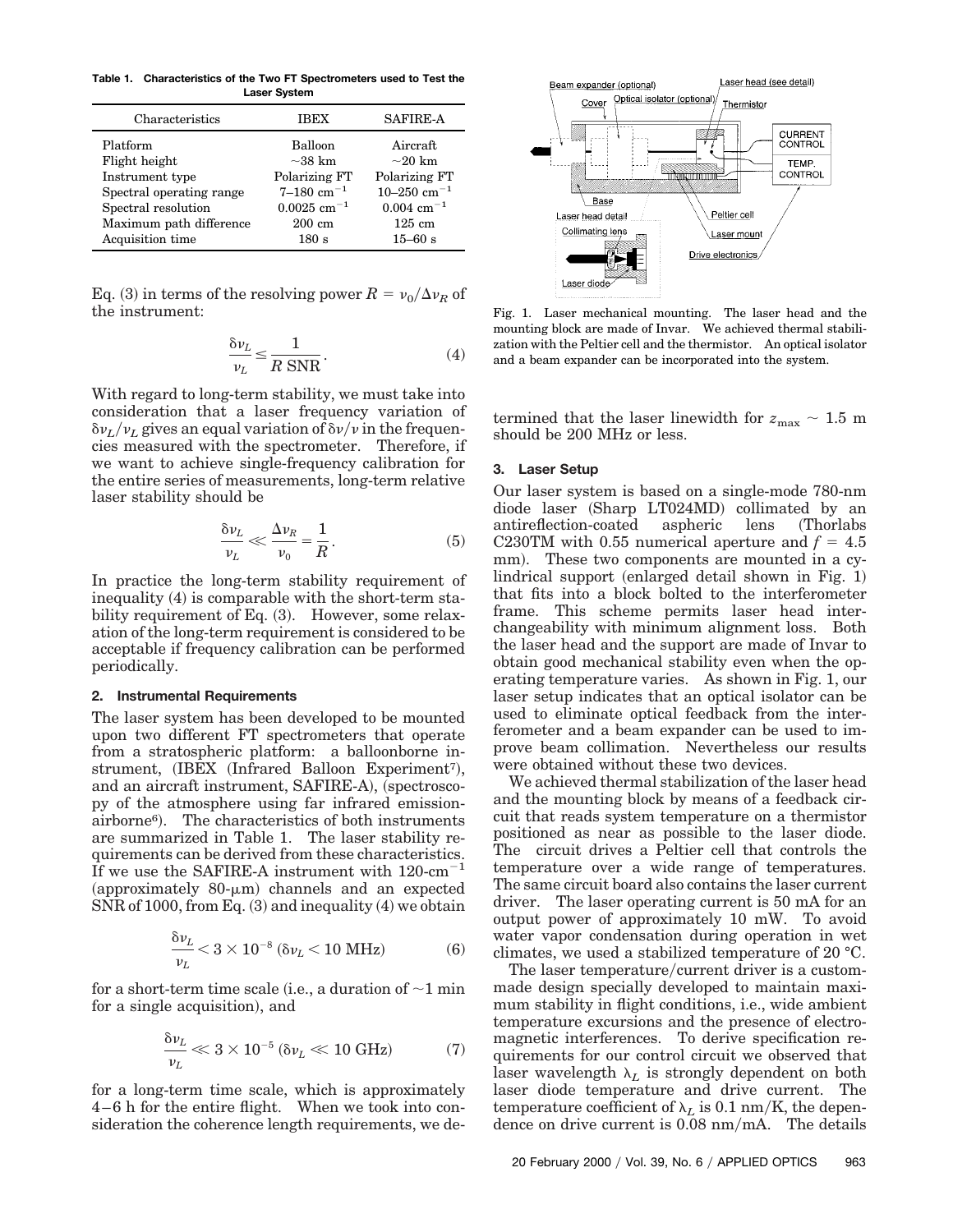**Table 1. Characteristics of the Two FT Spectrometers used to Test the Laser System**

| Characteristics | IBEX | SAFIRE-A |
|---|---|---|
| Platform | Balloon | Aircraft |
| Flight height | ~38 km | ~20 km |
| Instrument type | Polarizing FT | Polarizing FT |
| Spectral operating range | 7–180 cm$^{-1}$ | 10–250 cm$^{-1}$ |
| Spectral resolution | 0.0025 cm$^{-1}$ | 0.004 cm$^{-1}$ |
| Maximum path difference | 200 cm | 125 cm |
| Acquisition time | 180 s | 15–60 s |

Eq. (3) in terms of the resolving power $R = \nu_0/\Delta\nu_R$ of the instrument:

$$\frac{\delta\nu_L}{\nu_L} \leq \frac{1}{R\ \mathrm{SNR}}. \tag{4}$$

With regard to long-term stability, we must take into consideration that a laser frequency variation of $\delta\nu_L/\nu_L$ gives an equal variation of $\delta\nu/\nu$ in the frequencies measured with the spectrometer. Therefore, if we want to achieve single-frequency calibration for the entire series of measurements, long-term relative laser stability should be

$$\frac{\delta\nu_L}{\nu_L} \ll \frac{\Delta\nu_R}{\nu_0} = \frac{1}{R}. \tag{5}$$

In practice the long-term stability requirement of inequality (4) is comparable with the short-term stability requirement of Eq. (3). However, some relaxation of the long-term requirement is considered to be acceptable if frequency calibration can be performed periodically.

### 2. Instrumental Requirements

The laser system has been developed to be mounted upon two different FT spectrometers that operate from a stratospheric platform: a balloonborne instrument, (IBEX (Infrared Balloon Experiment[7]), and an aircraft instrument, SAFIRE-A), (spectroscopy of the atmosphere using far infrared emission-airborne[6]). The characteristics of both instruments are summarized in Table 1. The laser stability requirements can be derived from these characteristics. If we use the SAFIRE-A instrument with 120-cm$^{-1}$ (approximately 80-$\mu$m) channels and an expected SNR of 1000, from Eq. (3) and inequality (4) we obtain

$$\frac{\delta\nu_L}{\nu_L} < 3 \times 10^{-8}\ (\delta\nu_L < 10\ \mathrm{MHz}) \tag{6}$$

for a short-term time scale (i.e., a duration of ~1 min for a single acquisition), and

$$\frac{\delta\nu_L}{\nu_L} \ll 3 \times 10^{-5}\ (\delta\nu_L \ll 10\ \mathrm{GHz}) \tag{7}$$

for a long-term time scale, which is approximately 4–6 h for the entire flight. When we took into consideration the coherence length requirements, we determined that the laser linewidth for $z_{\max} \sim 1.5$ m should be 200 MHz or less.

Fig. 1. Laser mechanical mounting. The laser head and the mounting block are made of Invar. We achieved thermal stabilization with the Peltier cell and the thermistor. An optical isolator and a beam expander can be incorporated into the system.

### 3. Laser Setup

Our laser system is based on a single-mode 780-nm diode laser (Sharp LT024MD) collimated by an antireflection-coated aspheric lens (Thorlabs C230TM with 0.55 numerical aperture and $f = 4.5$ mm). These two components are mounted in a cylindrical support (enlarged detail shown in Fig. 1) that fits into a block bolted to the interferometer frame. This scheme permits laser head interchangeability with minimum alignment loss. Both the laser head and the support are made of Invar to obtain good mechanical stability even when the operating temperature varies. As shown in Fig. 1, our laser setup indicates that an optical isolator can be used to eliminate optical feedback from the interferometer and a beam expander can be used to improve beam collimation. Nevertheless our results were obtained without these two devices.

We achieved thermal stabilization of the laser head and the mounting block by means of a feedback circuit that reads system temperature on a thermistor positioned as near as possible to the laser diode. The circuit drives a Peltier cell that controls the temperature over a wide range of temperatures. The same circuit board also contains the laser current driver. The laser operating current is 50 mA for an output power of approximately 10 mW. To avoid water vapor condensation during operation in wet climates, we used a stabilized temperature of 20 °C.

The laser temperature/current driver is a custom-made design specially developed to maintain maximum stability in flight conditions, i.e., wide ambient temperature excursions and the presence of electromagnetic interferences. To derive specification requirements for our control circuit we observed that laser wavelength $\lambda_L$ is strongly dependent on both laser diode temperature and drive current. The temperature coefficient of $\lambda_L$ is 0.1 nm/K, the dependence on drive current is 0.08 nm/mA. The details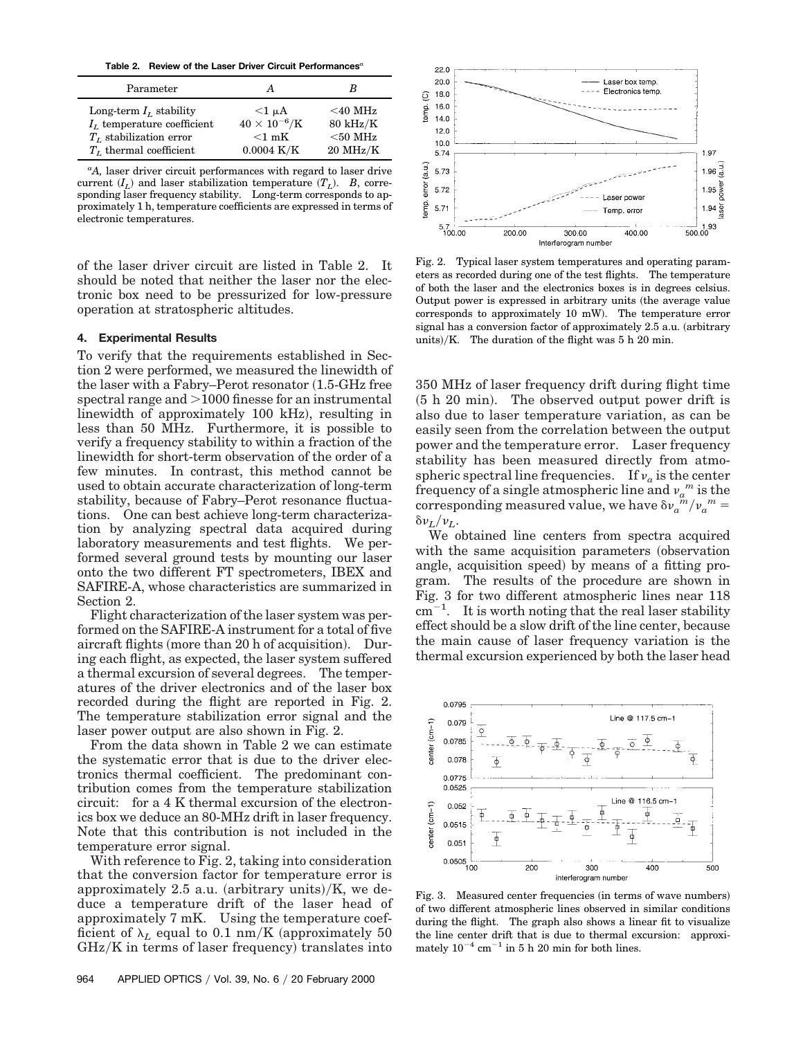**Table 2. Review of the Laser Driver Circuit Performances**[a]

| Parameter | A | B |
|---|---|---|
| Long-term $I_L$ stability | <1 μA | <40 MHz |
| $I_L$ temperature coefficient | $40 \times 10^{-6}$/K | 80 kHz/K |
| $T_L$ stabilization error | <1 mK | <50 MHz |
| $T_L$ thermal coefficient | 0.0004 K/K | 20 MHz/K |

[a]*A*, laser driver circuit performances with regard to laser drive current ($I_L$) and laser stabilization temperature ($T_L$). *B*, corresponding laser frequency stability. Long-term corresponds to approximately 1 h, temperature coefficients are expressed in terms of electronic temperatures.

of the laser driver circuit are listed in Table 2. It should be noted that neither the laser nor the electronic box need to be pressurized for low-pressure operation at stratospheric altitudes.

## 4. Experimental Results

To verify that the requirements established in Section 2 were performed, we measured the linewidth of the laser with a Fabry–Perot resonator (1.5-GHz free spectral range and >1000 finesse for an instrumental linewidth of approximately 100 kHz), resulting in less than 50 MHz. Furthermore, it is possible to verify a frequency stability to within a fraction of the linewidth for short-term observation of the order of a few minutes. In contrast, this method cannot be used to obtain accurate characterization of long-term stability, because of Fabry–Perot resonance fluctuations. One can best achieve long-term characterization by analyzing spectral data acquired during laboratory measurements and test flights. We performed several ground tests by mounting our laser onto the two different FT spectrometers, IBEX and SAFIRE-A, whose characteristics are summarized in Section 2.

Flight characterization of the laser system was performed on the SAFIRE-A instrument for a total of five aircraft flights (more than 20 h of acquisition). During each flight, as expected, the laser system suffered a thermal excursion of several degrees. The temperatures of the driver electronics and of the laser box recorded during the flight are reported in Fig. 2. The temperature stabilization error signal and the laser power output are also shown in Fig. 2.

From the data shown in Table 2 we can estimate the systematic error that is due to the driver electronics thermal coefficient. The predominant contribution comes from the temperature stabilization circuit: for a 4 K thermal excursion of the electronics box we deduce an 80-MHz drift in laser frequency. Note that this contribution is not included in the temperature error signal.

With reference to Fig. 2, taking into consideration that the conversion factor for temperature error is approximately 2.5 a.u. (arbitrary units)/K, we deduce a temperature drift of the laser head of approximately 7 mK. Using the temperature coefficient of $\lambda_L$ equal to 0.1 nm/K (approximately 50 GHz/K in terms of laser frequency) translates into 350 MHz of laser frequency drift during flight time (5 h 20 min). The observed output power drift is also due to laser temperature variation, as can be easily seen from the correlation between the output power and the temperature error. Laser frequency stability has been measured directly from atmospheric spectral line frequencies. If $\nu_a$ is the center frequency of a single atmospheric line and $\nu_a{}^m$ is the corresponding measured value, we have $\delta\nu_a{}^m/\nu_a{}^m = \delta\nu_L/\nu_L$.

Fig. 2. Typical laser system temperatures and operating parameters as recorded during one of the test flights. The temperature of both the laser and the electronics boxes is in degrees celsius. Output power is expressed in arbitrary units (the average value corresponds to approximately 10 mW). The temperature error signal has a conversion factor of approximately 2.5 a.u. (arbitrary units)/K. The duration of the flight was 5 h 20 min.

We obtained line centers from spectra acquired with the same acquisition parameters (observation angle, acquisition speed) by means of a fitting program. The results of the procedure are shown in Fig. 3 for two different atmospheric lines near 118 $\text{cm}^{-1}$. It is worth noting that the real laser stability effect should be a slow drift of the line center, because the main cause of laser frequency variation is the thermal excursion experienced by both the laser head

Fig. 3. Measured center frequencies (in terms of wave numbers) of two different atmospheric lines observed in similar conditions during the flight. The graph also shows a linear fit to visualize the line center drift that is due to thermal excursion: approximately $10^{-4}$ $\text{cm}^{-1}$ in 5 h 20 min for both lines.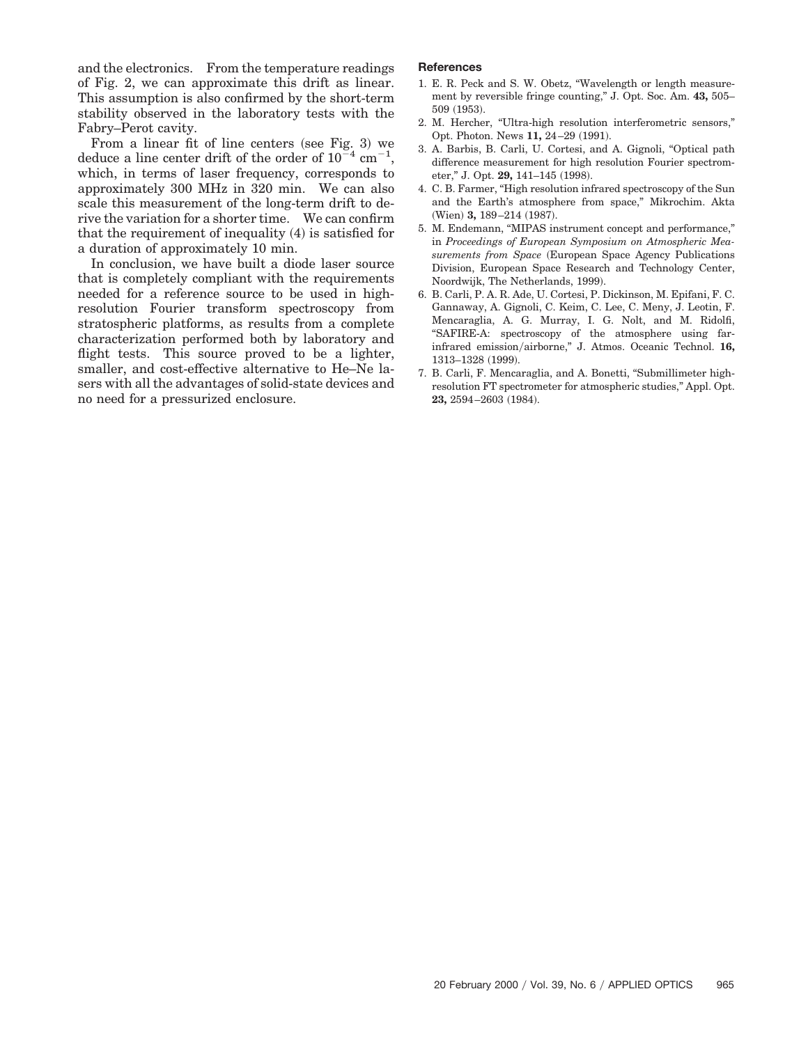and the electronics. From the temperature readings of Fig. 2, we can approximate this drift as linear. This assumption is also confirmed by the short-term stability observed in the laboratory tests with the Fabry–Perot cavity.

From a linear fit of line centers (see Fig. 3) we deduce a line center drift of the order of $10^{-4}$ $\mathrm{cm}^{-1}$, which, in terms of laser frequency, corresponds to approximately 300 MHz in 320 min. We can also scale this measurement of the long-term drift to derive the variation for a shorter time. We can confirm that the requirement of inequality (4) is satisfied for a duration of approximately 10 min.

In conclusion, we have built a diode laser source that is completely compliant with the requirements needed for a reference source to be used in high-resolution Fourier transform spectroscopy from stratospheric platforms, as results from a complete characterization performed both by laboratory and flight tests. This source proved to be a lighter, smaller, and cost-effective alternative to He–Ne lasers with all the advantages of solid-state devices and no need for a pressurized enclosure.

## References

1. E. R. Peck and S. W. Obetz, "Wavelength or length measurement by reversible fringe counting," J. Opt. Soc. Am. **43,** 505–509 (1953).
2. M. Hercher, "Ultra-high resolution interferometric sensors," Opt. Photon. News **11,** 24–29 (1991).
3. A. Barbis, B. Carli, U. Cortesi, and A. Gignoli, "Optical path difference measurement for high resolution Fourier spectrometer," J. Opt. **29,** 141–145 (1998).
4. C. B. Farmer, "High resolution infrared spectroscopy of the Sun and the Earth's atmosphere from space," Mikrochim. Akta (Wien) **3,** 189–214 (1987).
5. M. Endemann, "MIPAS instrument concept and performance," in *Proceedings of European Symposium on Atmospheric Measurements from Space* (European Space Agency Publications Division, European Space Research and Technology Center, Noordwijk, The Netherlands, 1999).
6. B. Carli, P. A. R. Ade, U. Cortesi, P. Dickinson, M. Epifani, F. C. Gannaway, A. Gignoli, C. Keim, C. Lee, C. Meny, J. Leotin, F. Mencaraglia, A. G. Murray, I. G. Nolt, and M. Ridolfi, "SAFIRE-A: spectroscopy of the atmosphere using far-infrared emission/airborne," J. Atmos. Oceanic Technol. **16,** 1313–1328 (1999).
7. B. Carli, F. Mencaraglia, and A. Bonetti, "Submillimeter high-resolution FT spectrometer for atmospheric studies," Appl. Opt. **23,** 2594–2603 (1984).